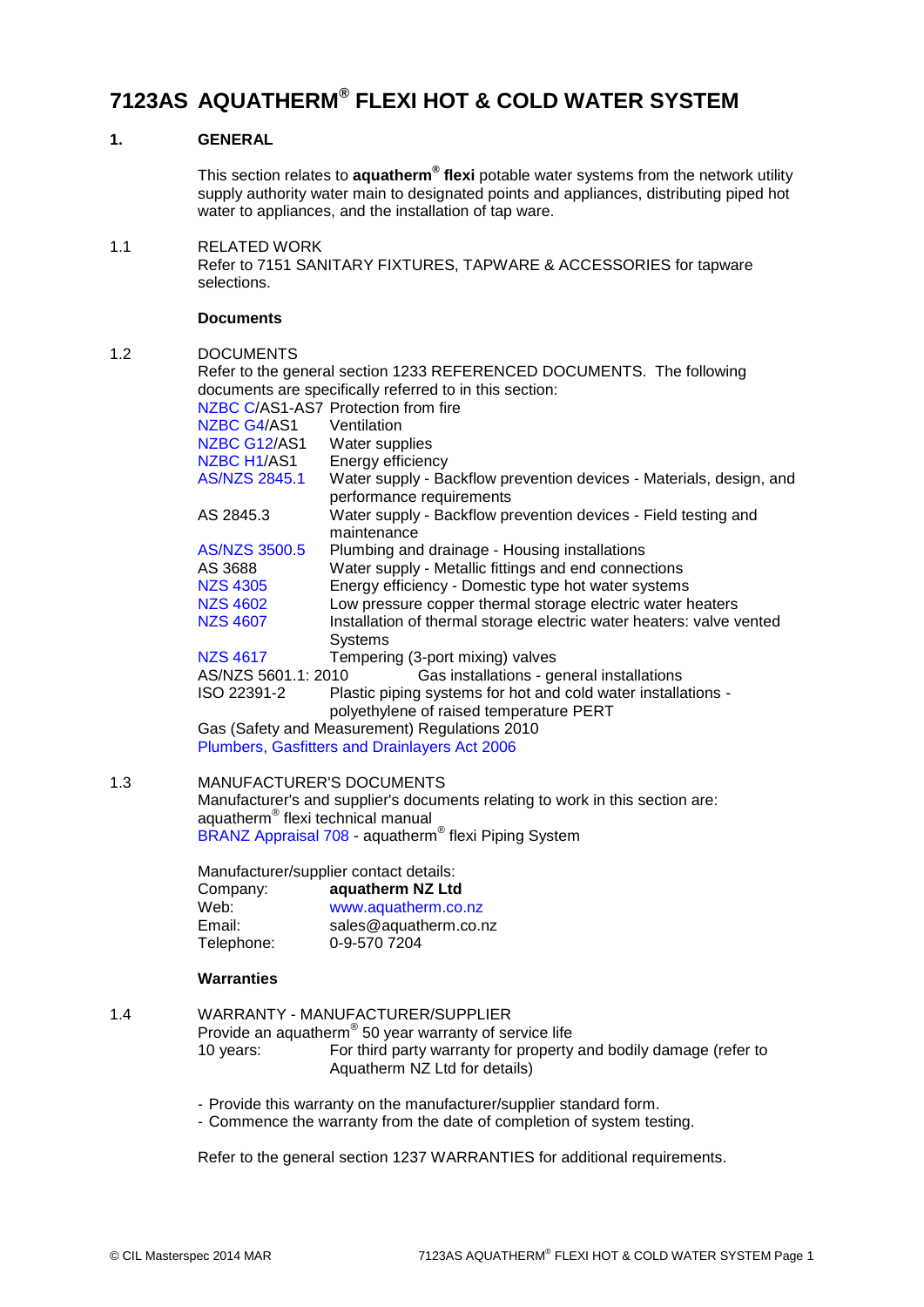# 7123AS AQUATHERM® FLEXI HOT & COLD WATER SYSTEM

## 1. GENERAL

This section relates to **aquatherm® flexi** potable water systems from the network utility supply authority water main to designated points and appliances, distributing piped hot water to appliances, and the installation of tap ware.

1.1 RELATED WORK

Refer to 7151 SANITARY FIXTURES, TAPWARE & ACCESSORIES for tapware selections.

### Documents

1.2 DOCUMENTS

Refer to the general section 1233 REFERENCED DOCUMENTS. The following documents are specifically referred to in this section:

| | |
|---|---|
| NZBC C/AS1-AS7 | Protection from fire |
| NZBC G4/AS1 | Ventilation |
| NZBC G12/AS1 | Water supplies |
| NZBC H1/AS1 | Energy efficiency |
| AS/NZS 2845.1 | Water supply - Backflow prevention devices - Materials, design, and performance requirements |
| AS 2845.3 | Water supply - Backflow prevention devices - Field testing and maintenance |
| AS/NZS 3500.5 | Plumbing and drainage - Housing installations |
| AS 3688 | Water supply - Metallic fittings and end connections |
| NZS 4305 | Energy efficiency - Domestic type hot water systems |
| NZS 4602 | Low pressure copper thermal storage electric water heaters |
| NZS 4607 | Installation of thermal storage electric water heaters: valve vented Systems |
| NZS 4617 | Tempering (3-port mixing) valves |
| AS/NZS 5601.1: 2010 | Gas installations - general installations |
| ISO 22391-2 | Plastic piping systems for hot and cold water installations - polyethylene of raised temperature PERT |

Gas (Safety and Measurement) Regulations 2010
Plumbers, Gasfitters and Drainlayers Act 2006

1.3 MANUFACTURER'S DOCUMENTS

Manufacturer's and supplier's documents relating to work in this section are:
aquatherm® flexi technical manual
BRANZ Appraisal 708 - aquatherm® flexi Piping System

Manufacturer/supplier contact details:

| | |
|---|---|
| Company: | **aquatherm NZ Ltd** |
| Web: | www.aquatherm.co.nz |
| Email: | sales@aquatherm.co.nz |
| Telephone: | 0-9-570 7204 |

### Warranties

1.4 WARRANTY - MANUFACTURER/SUPPLIER

Provide an aquatherm® 50 year warranty of service life

10 years: For third party warranty for property and bodily damage (refer to Aquatherm NZ Ltd for details)

- Provide this warranty on the manufacturer/supplier standard form.
- Commence the warranty from the date of completion of system testing.

Refer to the general section 1237 WARRANTIES for additional requirements.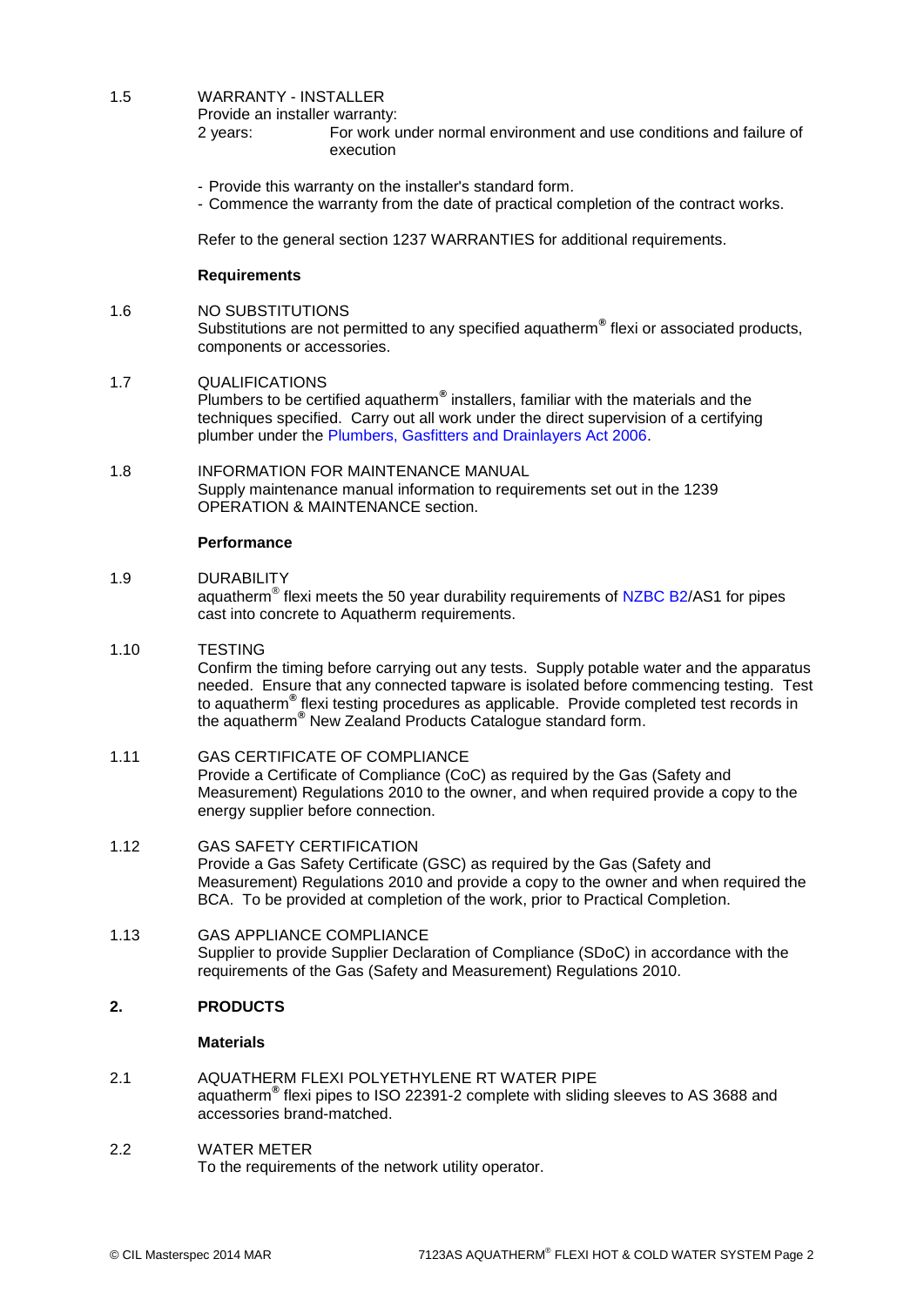1.5 WARRANTY - INSTALLER

Provide an installer warranty:

2 years: For work under normal environment and use conditions and failure of execution

- Provide this warranty on the installer's standard form.
- Commence the warranty from the date of practical completion of the contract works.

Refer to the general section 1237 WARRANTIES for additional requirements.

**Requirements**

1.6 NO SUBSTITUTIONS

Substitutions are not permitted to any specified aquatherm® flexi or associated products, components or accessories.

1.7 QUALIFICATIONS

Plumbers to be certified aquatherm® installers, familiar with the materials and the techniques specified. Carry out all work under the direct supervision of a certifying plumber under the Plumbers, Gasfitters and Drainlayers Act 2006.

1.8 INFORMATION FOR MAINTENANCE MANUAL

Supply maintenance manual information to requirements set out in the 1239 OPERATION & MAINTENANCE section.

**Performance**

1.9 DURABILITY

aquatherm® flexi meets the 50 year durability requirements of NZBC B2/AS1 for pipes cast into concrete to Aquatherm requirements.

1.10 TESTING

Confirm the timing before carrying out any tests. Supply potable water and the apparatus needed. Ensure that any connected tapware is isolated before commencing testing. Test to aquatherm® flexi testing procedures as applicable. Provide completed test records in the aquatherm® New Zealand Products Catalogue standard form.

1.11 GAS CERTIFICATE OF COMPLIANCE

Provide a Certificate of Compliance (CoC) as required by the Gas (Safety and Measurement) Regulations 2010 to the owner, and when required provide a copy to the energy supplier before connection.

1.12 GAS SAFETY CERTIFICATION

Provide a Gas Safety Certificate (GSC) as required by the Gas (Safety and Measurement) Regulations 2010 and provide a copy to the owner and when required the BCA. To be provided at completion of the work, prior to Practical Completion.

1.13 GAS APPLIANCE COMPLIANCE

Supplier to provide Supplier Declaration of Compliance (SDoC) in accordance with the requirements of the Gas (Safety and Measurement) Regulations 2010.

## 2. PRODUCTS

**Materials**

2.1 AQUATHERM FLEXI POLYETHYLENE RT WATER PIPE

aquatherm® flexi pipes to ISO 22391-2 complete with sliding sleeves to AS 3688 and accessories brand-matched.

2.2 WATER METER

To the requirements of the network utility operator.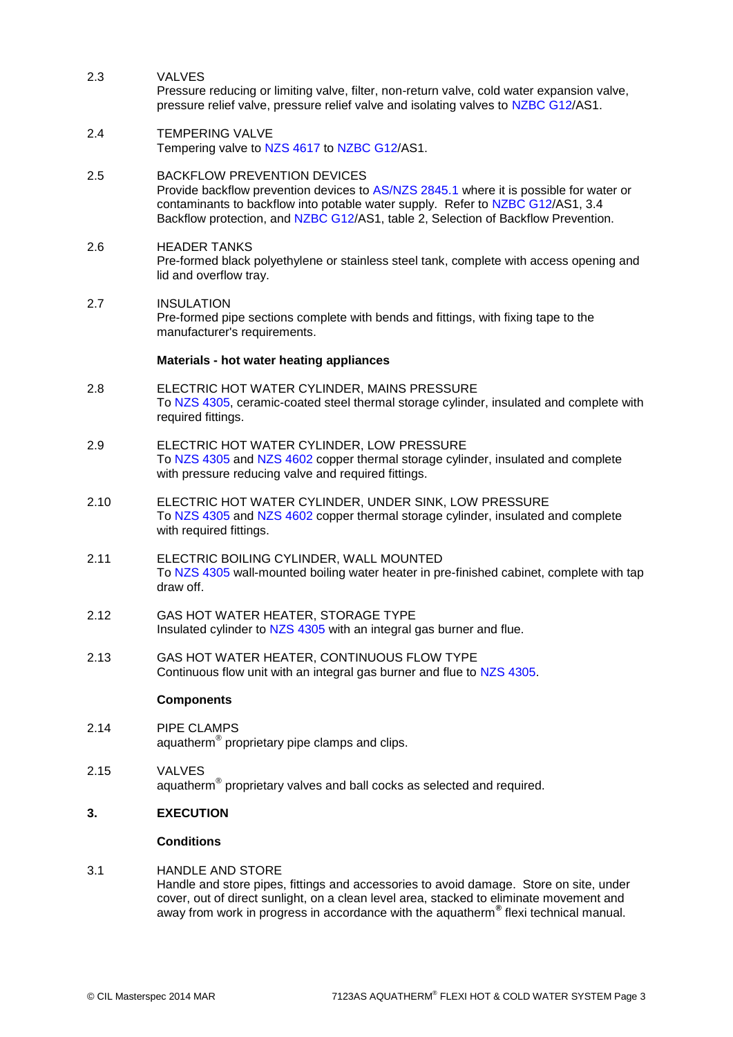2.3 VALVES

Pressure reducing or limiting valve, filter, non-return valve, cold water expansion valve, pressure relief valve, pressure relief valve and isolating valves to NZBC G12/AS1.

2.4 TEMPERING VALVE

Tempering valve to NZS 4617 to NZBC G12/AS1.

2.5 BACKFLOW PREVENTION DEVICES

Provide backflow prevention devices to AS/NZS 2845.1 where it is possible for water or contaminants to backflow into potable water supply. Refer to NZBC G12/AS1, 3.4 Backflow protection, and NZBC G12/AS1, table 2, Selection of Backflow Prevention.

2.6 HEADER TANKS

Pre-formed black polyethylene or stainless steel tank, complete with access opening and lid and overflow tray.

2.7 INSULATION

Pre-formed pipe sections complete with bends and fittings, with fixing tape to the manufacturer's requirements.

**Materials - hot water heating appliances**

2.8 ELECTRIC HOT WATER CYLINDER, MAINS PRESSURE

To NZS 4305, ceramic-coated steel thermal storage cylinder, insulated and complete with required fittings.

2.9 ELECTRIC HOT WATER CYLINDER, LOW PRESSURE

To NZS 4305 and NZS 4602 copper thermal storage cylinder, insulated and complete with pressure reducing valve and required fittings.

2.10 ELECTRIC HOT WATER CYLINDER, UNDER SINK, LOW PRESSURE

To NZS 4305 and NZS 4602 copper thermal storage cylinder, insulated and complete with required fittings.

2.11 ELECTRIC BOILING CYLINDER, WALL MOUNTED

To NZS 4305 wall-mounted boiling water heater in pre-finished cabinet, complete with tap draw off.

2.12 GAS HOT WATER HEATER, STORAGE TYPE

Insulated cylinder to NZS 4305 with an integral gas burner and flue.

2.13 GAS HOT WATER HEATER, CONTINUOUS FLOW TYPE

Continuous flow unit with an integral gas burner and flue to NZS 4305.

**Components**

2.14 PIPE CLAMPS

aquatherm® proprietary pipe clamps and clips.

2.15 VALVES

aquatherm® proprietary valves and ball cocks as selected and required.

## 3. EXECUTION

**Conditions**

3.1 HANDLE AND STORE

Handle and store pipes, fittings and accessories to avoid damage. Store on site, under cover, out of direct sunlight, on a clean level area, stacked to eliminate movement and away from work in progress in accordance with the aquatherm® flexi technical manual.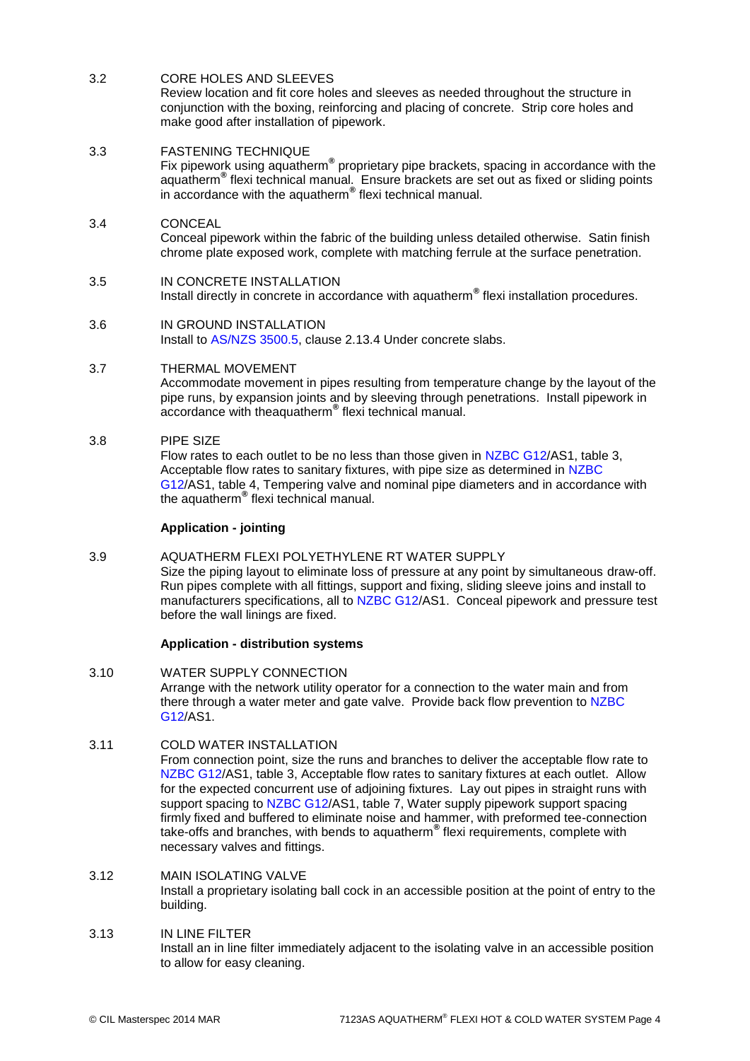3.2 CORE HOLES AND SLEEVES

Review location and fit core holes and sleeves as needed throughout the structure in conjunction with the boxing, reinforcing and placing of concrete. Strip core holes and make good after installation of pipework.

3.3 FASTENING TECHNIQUE

Fix pipework using aquatherm® proprietary pipe brackets, spacing in accordance with the aquatherm® flexi technical manual. Ensure brackets are set out as fixed or sliding points in accordance with the aquatherm® flexi technical manual.

3.4 CONCEAL

Conceal pipework within the fabric of the building unless detailed otherwise. Satin finish chrome plate exposed work, complete with matching ferrule at the surface penetration.

3.5 IN CONCRETE INSTALLATION

Install directly in concrete in accordance with aquatherm® flexi installation procedures.

3.6 IN GROUND INSTALLATION

Install to AS/NZS 3500.5, clause 2.13.4 Under concrete slabs.

3.7 THERMAL MOVEMENT

Accommodate movement in pipes resulting from temperature change by the layout of the pipe runs, by expansion joints and by sleeving through penetrations. Install pipework in accordance with theaquatherm® flexi technical manual.

3.8 PIPE SIZE

Flow rates to each outlet to be no less than those given in NZBC G12/AS1, table 3, Acceptable flow rates to sanitary fixtures, with pipe size as determined in NZBC G12/AS1, table 4, Tempering valve and nominal pipe diameters and in accordance with the aquatherm® flexi technical manual.

**Application - jointing**

3.9 AQUATHERM FLEXI POLYETHYLENE RT WATER SUPPLY

Size the piping layout to eliminate loss of pressure at any point by simultaneous draw-off. Run pipes complete with all fittings, support and fixing, sliding sleeve joins and install to manufacturers specifications, all to NZBC G12/AS1. Conceal pipework and pressure test before the wall linings are fixed.

**Application - distribution systems**

3.10 WATER SUPPLY CONNECTION

Arrange with the network utility operator for a connection to the water main and from there through a water meter and gate valve. Provide back flow prevention to NZBC G12/AS1.

3.11 COLD WATER INSTALLATION

From connection point, size the runs and branches to deliver the acceptable flow rate to NZBC G12/AS1, table 3, Acceptable flow rates to sanitary fixtures at each outlet. Allow for the expected concurrent use of adjoining fixtures. Lay out pipes in straight runs with support spacing to NZBC G12/AS1, table 7, Water supply pipework support spacing firmly fixed and buffered to eliminate noise and hammer, with preformed tee-connection take-offs and branches, with bends to aquatherm® flexi requirements, complete with necessary valves and fittings.

3.12 MAIN ISOLATING VALVE

Install a proprietary isolating ball cock in an accessible position at the point of entry to the building.

3.13 IN LINE FILTER

Install an in line filter immediately adjacent to the isolating valve in an accessible position to allow for easy cleaning.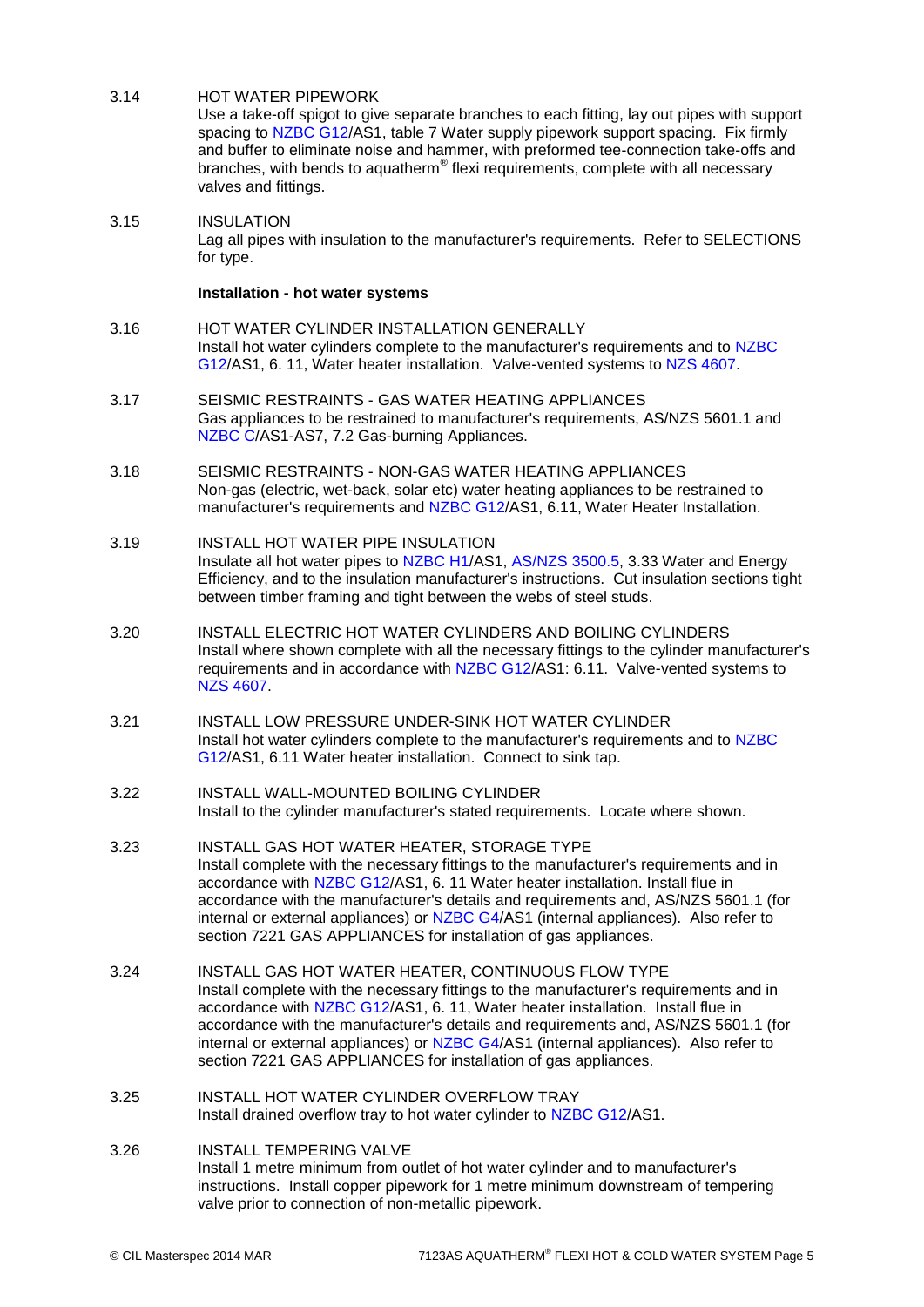3.14 HOT WATER PIPEWORK

Use a take-off spigot to give separate branches to each fitting, lay out pipes with support spacing to NZBC G12/AS1, table 7 Water supply pipework support spacing. Fix firmly and buffer to eliminate noise and hammer, with preformed tee-connection take-offs and branches, with bends to aquatherm® flexi requirements, complete with all necessary valves and fittings.

3.15 INSULATION

Lag all pipes with insulation to the manufacturer's requirements. Refer to SELECTIONS for type.

**Installation - hot water systems**

3.16 HOT WATER CYLINDER INSTALLATION GENERALLY

Install hot water cylinders complete to the manufacturer's requirements and to NZBC G12/AS1, 6. 11, Water heater installation. Valve-vented systems to NZS 4607.

3.17 SEISMIC RESTRAINTS - GAS WATER HEATING APPLIANCES

Gas appliances to be restrained to manufacturer's requirements, AS/NZS 5601.1 and NZBC C/AS1-AS7, 7.2 Gas-burning Appliances.

3.18 SEISMIC RESTRAINTS - NON-GAS WATER HEATING APPLIANCES

Non-gas (electric, wet-back, solar etc) water heating appliances to be restrained to manufacturer's requirements and NZBC G12/AS1, 6.11, Water Heater Installation.

3.19 INSTALL HOT WATER PIPE INSULATION

Insulate all hot water pipes to NZBC H1/AS1, AS/NZS 3500.5, 3.33 Water and Energy Efficiency, and to the insulation manufacturer's instructions. Cut insulation sections tight between timber framing and tight between the webs of steel studs.

3.20 INSTALL ELECTRIC HOT WATER CYLINDERS AND BOILING CYLINDERS

Install where shown complete with all the necessary fittings to the cylinder manufacturer's requirements and in accordance with NZBC G12/AS1: 6.11. Valve-vented systems to NZS 4607.

3.21 INSTALL LOW PRESSURE UNDER-SINK HOT WATER CYLINDER

Install hot water cylinders complete to the manufacturer's requirements and to NZBC G12/AS1, 6.11 Water heater installation. Connect to sink tap.

3.22 INSTALL WALL-MOUNTED BOILING CYLINDER

Install to the cylinder manufacturer's stated requirements. Locate where shown.

3.23 INSTALL GAS HOT WATER HEATER, STORAGE TYPE

Install complete with the necessary fittings to the manufacturer's requirements and in accordance with NZBC G12/AS1, 6. 11 Water heater installation. Install flue in accordance with the manufacturer's details and requirements and, AS/NZS 5601.1 (for internal or external appliances) or NZBC G4/AS1 (internal appliances). Also refer to section 7221 GAS APPLIANCES for installation of gas appliances.

3.24 INSTALL GAS HOT WATER HEATER, CONTINUOUS FLOW TYPE

Install complete with the necessary fittings to the manufacturer's requirements and in accordance with NZBC G12/AS1, 6. 11, Water heater installation. Install flue in accordance with the manufacturer's details and requirements and, AS/NZS 5601.1 (for internal or external appliances) or NZBC G4/AS1 (internal appliances). Also refer to section 7221 GAS APPLIANCES for installation of gas appliances.

3.25 INSTALL HOT WATER CYLINDER OVERFLOW TRAY

Install drained overflow tray to hot water cylinder to NZBC G12/AS1.

3.26 INSTALL TEMPERING VALVE

Install 1 metre minimum from outlet of hot water cylinder and to manufacturer's instructions. Install copper pipework for 1 metre minimum downstream of tempering valve prior to connection of non-metallic pipework.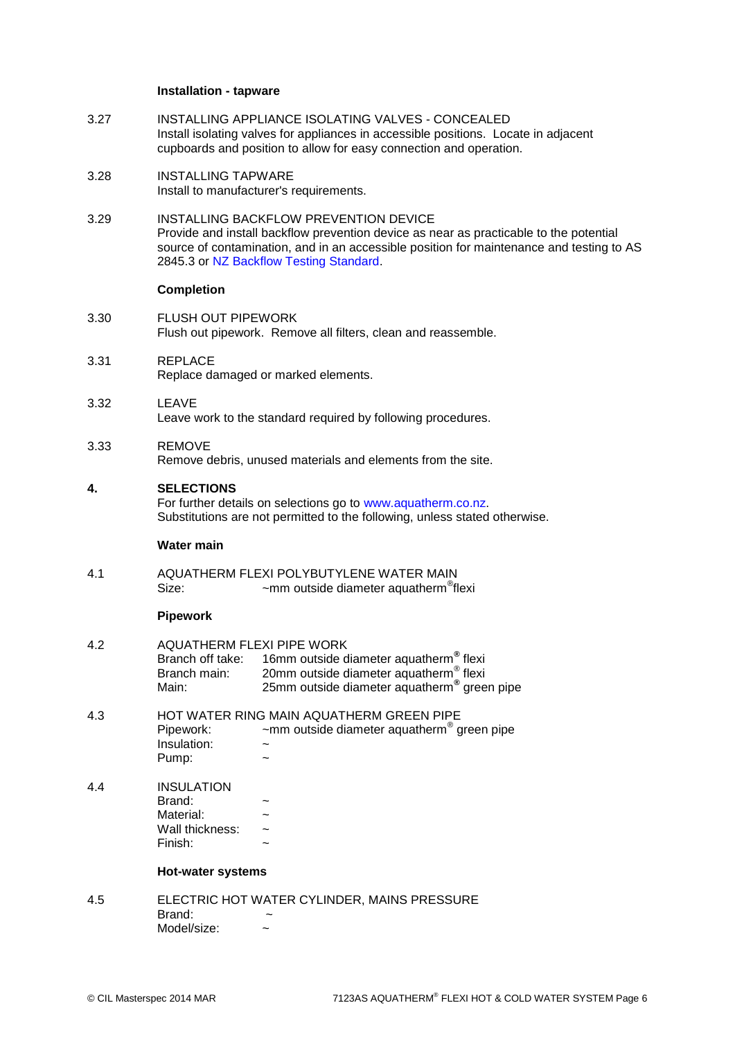**Installation - tapware**

3.27 INSTALLING APPLIANCE ISOLATING VALVES - CONCEALED
Install isolating valves for appliances in accessible positions. Locate in adjacent cupboards and position to allow for easy connection and operation.

3.28 INSTALLING TAPWARE
Install to manufacturer's requirements.

3.29 INSTALLING BACKFLOW PREVENTION DEVICE
Provide and install backflow prevention device as near as practicable to the potential source of contamination, and in an accessible position for maintenance and testing to AS 2845.3 or NZ Backflow Testing Standard.

**Completion**

3.30 FLUSH OUT PIPEWORK
Flush out pipework. Remove all filters, clean and reassemble.

3.31 REPLACE
Replace damaged or marked elements.

3.32 LEAVE
Leave work to the standard required by following procedures.

3.33 REMOVE
Remove debris, unused materials and elements from the site.

## 4. SELECTIONS

For further details on selections go to www.aquatherm.co.nz.
Substitutions are not permitted to the following, unless stated otherwise.

**Water main**

4.1 AQUATHERM FLEXI POLYBUTYLENE WATER MAIN
Size: ~mm outside diameter aquatherm® flexi

**Pipework**

4.2 AQUATHERM FLEXI PIPE WORK
Branch off take: 16mm outside diameter aquatherm® flexi
Branch main: 20mm outside diameter aquatherm® flexi
Main: 25mm outside diameter aquatherm® green pipe

4.3 HOT WATER RING MAIN AQUATHERM GREEN PIPE
Pipework: ~mm outside diameter aquatherm® green pipe
Insulation: ~
Pump: ~

4.4 INSULATION
Brand: ~
Material: ~
Wall thickness: ~
Finish: ~

**Hot-water systems**

4.5 ELECTRIC HOT WATER CYLINDER, MAINS PRESSURE
Brand: ~
Model/size: ~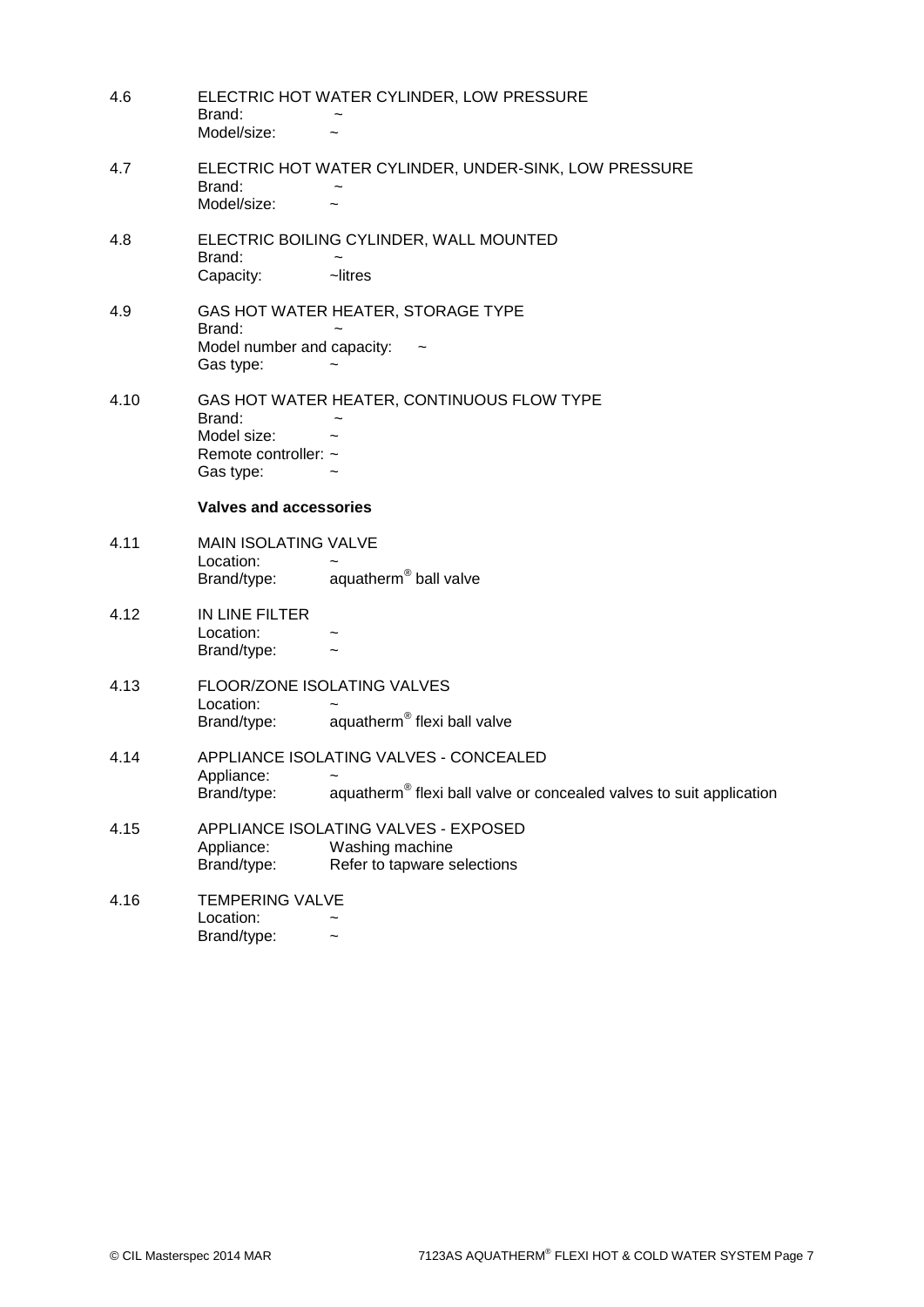4.6 ELECTRIC HOT WATER CYLINDER, LOW PRESSURE

Brand: ~
Model/size: ~

4.7 ELECTRIC HOT WATER CYLINDER, UNDER-SINK, LOW PRESSURE

Brand: ~
Model/size: ~

4.8 ELECTRIC BOILING CYLINDER, WALL MOUNTED

Brand: ~
Capacity: ~litres

4.9 GAS HOT WATER HEATER, STORAGE TYPE

Brand: ~
Model number and capacity: ~
Gas type: ~

4.10 GAS HOT WATER HEATER, CONTINUOUS FLOW TYPE

Brand: ~
Model size: ~
Remote controller: ~
Gas type: ~

**Valves and accessories**

4.11 MAIN ISOLATING VALVE

Location: ~
Brand/type: aquatherm® ball valve

4.12 IN LINE FILTER

Location: ~
Brand/type: ~

4.13 FLOOR/ZONE ISOLATING VALVES

Location: ~
Brand/type: aquatherm® flexi ball valve

4.14 APPLIANCE ISOLATING VALVES - CONCEALED

Appliance: ~
Brand/type: aquatherm® flexi ball valve or concealed valves to suit application

4.15 APPLIANCE ISOLATING VALVES - EXPOSED

Appliance: Washing machine
Brand/type: Refer to tapware selections

4.16 TEMPERING VALVE

Location: ~
Brand/type: ~